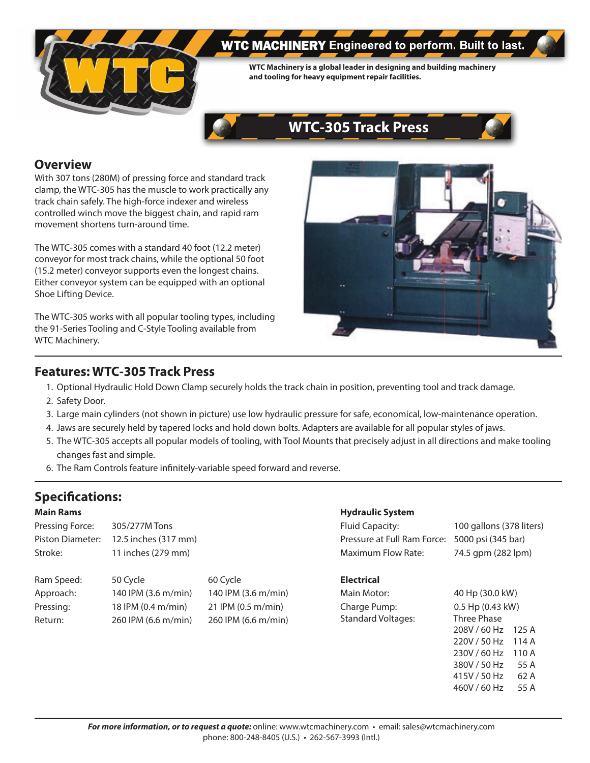**WTC MACHINERY** Engineered to perform. Built to last.

**WTC Machinery is a global leader in designing and building machinery and tooling for heavy equipment repair facilities.**

# WTC-305 Track Press

## Overview

With 307 tons (280M) of pressing force and standard track clamp, the WTC-305 has the muscle to work practically any track chain safely. The high-force indexer and wireless controlled winch move the biggest chain, and rapid ram movement shortens turn-around time.

The WTC-305 comes with a standard 40 foot (12.2 meter) conveyor for most track chains, while the optional 50 foot (15.2 meter) conveyor supports even the longest chains. Either conveyor system can be equipped with an optional Shoe Lifting Device.

The WTC-305 works with all popular tooling types, including the 91-Series Tooling and C-Style Tooling available from WTC Machinery.

## Features: WTC-305 Track Press

1. Optional Hydraulic Hold Down Clamp securely holds the track chain in position, preventing tool and track damage.
2. Safety Door.
3. Large main cylinders (not shown in picture) use low hydraulic pressure for safe, economical, low-maintenance operation.
4. Jaws are securely held by tapered locks and hold down bolts. Adapters are available for all popular styles of jaws.
5. The WTC-305 accepts all popular models of tooling, with Tool Mounts that precisely adjust in all directions and make tooling changes fast and simple.
6. The Ram Controls feature infinitely-variable speed forward and reverse.

## Specifications:

### Main Rams

| | |
|---|---|
| Pressing Force: | 305/277M Tons |
| Piston Diameter: | 12.5 inches (317 mm) |
| Stroke: | 11 inches (279 mm) |

| Ram Speed: | 50 Cycle | 60 Cycle |
|---|---|---|
| Approach: | 140 IPM (3.6 m/min) | 140 IPM (3.6 m/min) |
| Pressing: | 18 IPM (0.4 m/min) | 21 IPM (0.5 m/min) |
| Return: | 260 IPM (6.6 m/min) | 260 IPM (6.6 m/min) |

### Hydraulic System

| | |
|---|---|
| Fluid Capacity: | 100 gallons (378 liters) |
| Pressure at Full Ram Force: | 5000 psi (345 bar) |
| Maximum Flow Rate: | 74.5 gpm (282 lpm) |

### Electrical

| | | |
|---|---|---|
| Main Motor: | 40 Hp (30.0 kW) | |
| Charge Pump: | 0.5 Hp (0.43 kW) | |
| Standard Voltages: | Three Phase | |
| | 208V / 60 Hz | 125 A |
| | 220V / 50 Hz | 114 A |
| | 230V / 60 Hz | 110 A |
| | 380V / 50 Hz | 55 A |
| | 415V / 50 Hz | 62 A |
| | 460V / 60 Hz | 55 A |

***For more information, or to request a quote:*** online: www.wtcmachinery.com • email: sales@wtcmachinery.com
phone: 800-248-8405 (U.S.) • 262-567-3993 (Intl.)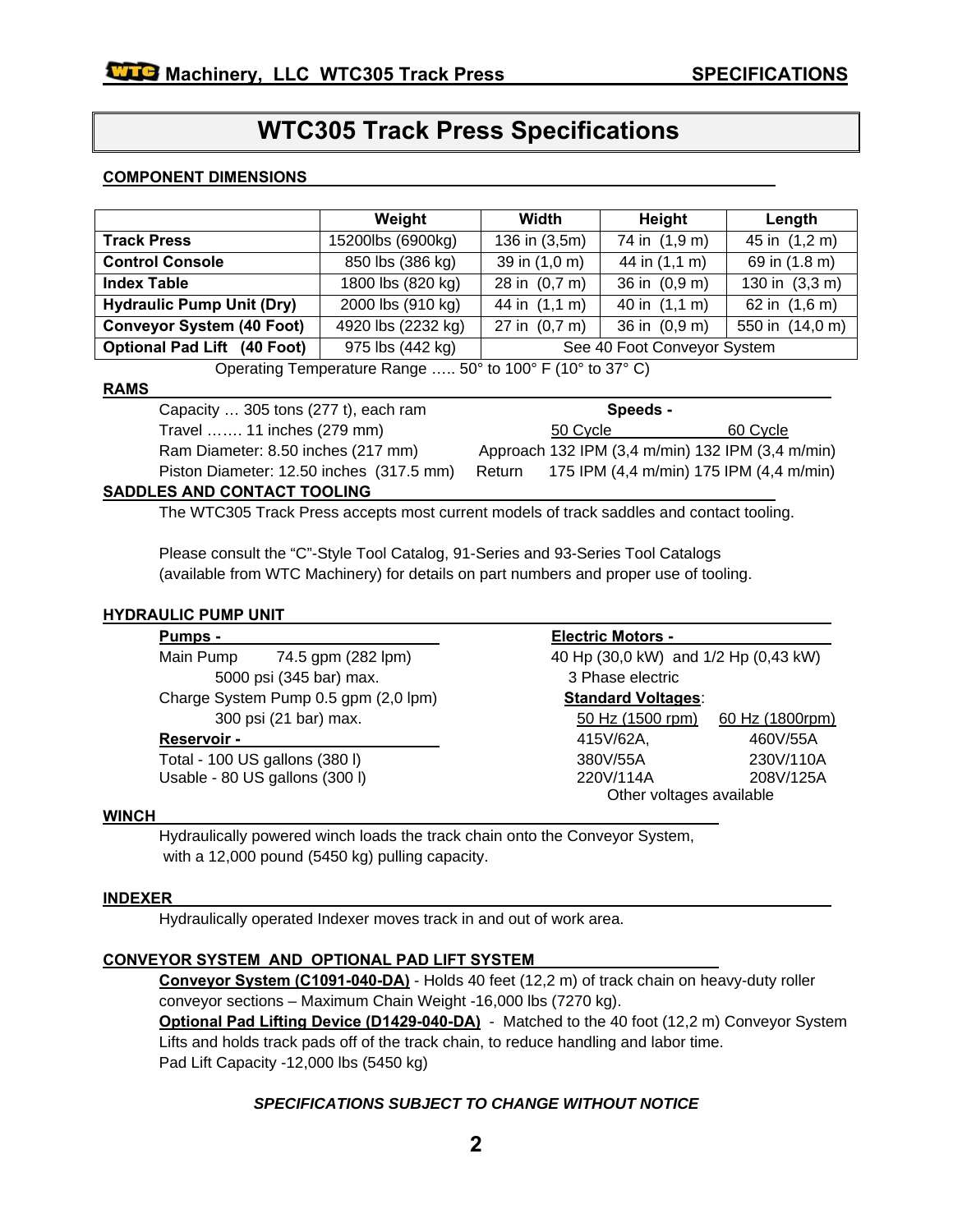# WTC305 Track Press Specifications

### COMPONENT DIMENSIONS

| | Weight | Width | Height | Length |
|---|---|---|---|---|
| **Track Press** | 15200lbs (6900kg) | 136 in (3,5m) | 74 in (1,9 m) | 45 in (1,2 m) |
| **Control Console** | 850 lbs (386 kg) | 39 in (1,0 m) | 44 in (1,1 m) | 69 in (1.8 m) |
| **Index Table** | 1800 lbs (820 kg) | 28 in (0,7 m) | 36 in (0,9 m) | 130 in (3,3 m) |
| **Hydraulic Pump Unit (Dry)** | 2000 lbs (910 kg) | 44 in (1,1 m) | 40 in (1,1 m) | 62 in (1,6 m) |
| **Conveyor System (40 Foot)** | 4920 lbs (2232 kg) | 27 in (0,7 m) | 36 in (0,9 m) | 550 in (14,0 m) |
| **Optional Pad Lift (40 Foot)** | 975 lbs (442 kg) | See 40 Foot Conveyor System | | |

Operating Temperature Range ….. 50° to 100° F (10° to 37° C)

### RAMS

Capacity … 305 tons (277 t), each ram
Travel ……. 11 inches (279 mm)
Ram Diameter: 8.50 inches (217 mm)
Piston Diameter: 12.50 inches (317.5 mm)

**Speeds -**

| | 50 Cycle | 60 Cycle |
|---|---|---|
| Approach | 132 IPM (3,4 m/min) | 132 IPM (3,4 m/min) |
| Return | 175 IPM (4,4 m/min) | 175 IPM (4,4 m/min) |

### SADDLES AND CONTACT TOOLING

The WTC305 Track Press accepts most current models of track saddles and contact tooling.

Please consult the "C"-Style Tool Catalog, 91-Series and 93-Series Tool Catalogs (available from WTC Machinery) for details on part numbers and proper use of tooling.

### HYDRAULIC PUMP UNIT

**Pumps -**

Main Pump 74.5 gpm (282 lpm)
5000 psi (345 bar) max.
Charge System Pump 0.5 gpm (2,0 lpm)
300 psi (21 bar) max.

**Reservoir -**

Total - 100 US gallons (380 l)
Usable - 80 US gallons (300 l)

**Electric Motors -**

40 Hp (30,0 kW) and 1/2 Hp (0,43 kW)
3 Phase electric

**Standard Voltages**:

| 50 Hz (1500 rpm) | 60 Hz (1800rpm) |
|---|---|
| 415V/62A, | 460V/55A |
| 380V/55A | 230V/110A |
| 220V/114A | 208V/125A |

Other voltages available

### WINCH

Hydraulically powered winch loads the track chain onto the Conveyor System, with a 12,000 pound (5450 kg) pulling capacity.

### INDEXER

Hydraulically operated Indexer moves track in and out of work area.

### CONVEYOR SYSTEM AND OPTIONAL PAD LIFT SYSTEM

**Conveyor System (C1091-040-DA)** - Holds 40 feet (12,2 m) of track chain on heavy-duty roller conveyor sections – Maximum Chain Weight -16,000 lbs (7270 kg).

**Optional Pad Lifting Device (D1429-040-DA)** - Matched to the 40 foot (12,2 m) Conveyor System Lifts and holds track pads off of the track chain, to reduce handling and labor time.
Pad Lift Capacity -12,000 lbs (5450 kg)

***SPECIFICATIONS SUBJECT TO CHANGE WITHOUT NOTICE***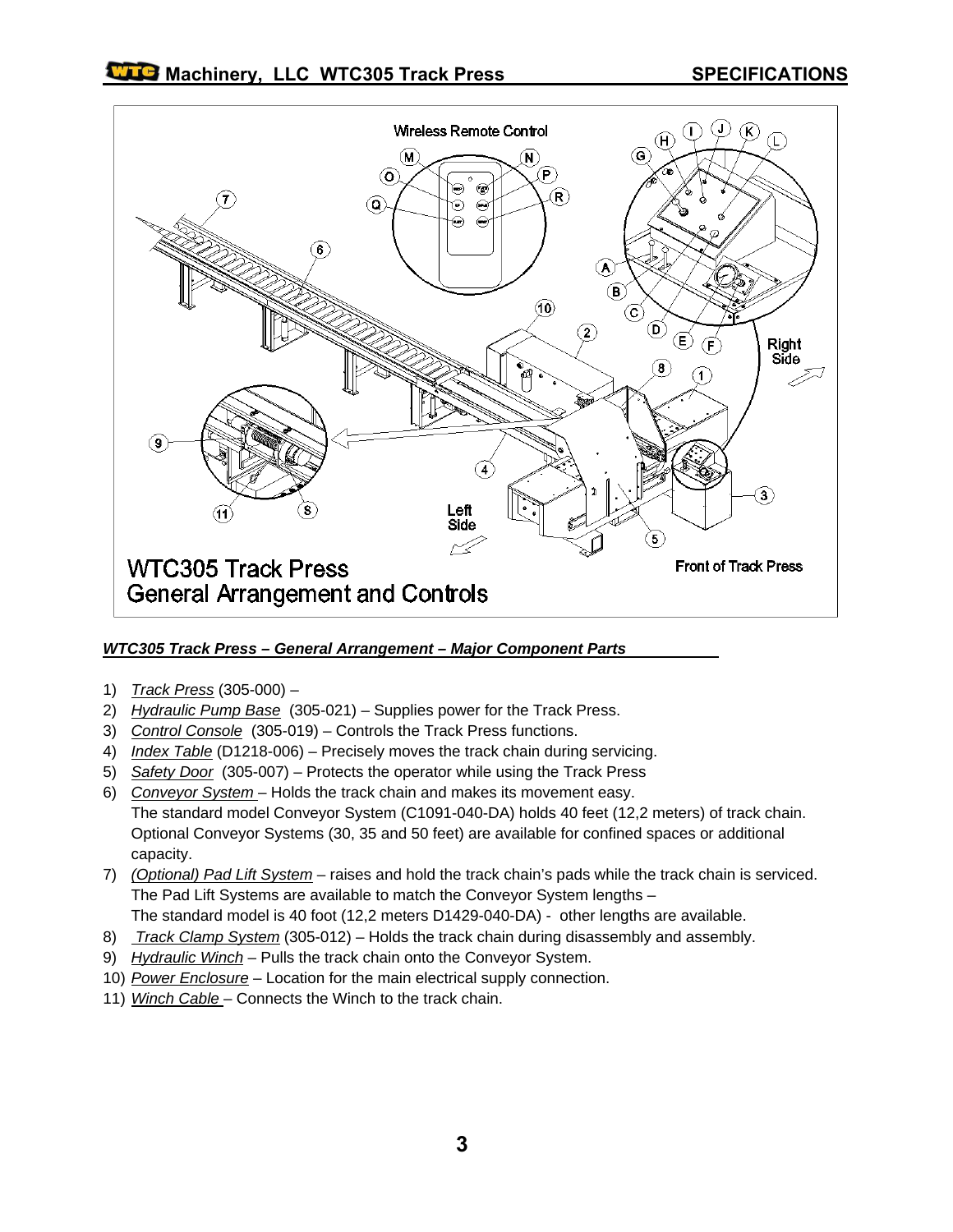### *WTC305 Track Press – General Arrangement – Major Component Parts*

1) *Track Press* (305-000) –
2) *Hydraulic Pump Base* (305-021) – Supplies power for the Track Press.
3) *Control Console* (305-019) – Controls the Track Press functions.
4) *Index Table* (D1218-006) – Precisely moves the track chain during servicing.
5) *Safety Door* (305-007) – Protects the operator while using the Track Press
6) *Conveyor System* – Holds the track chain and makes its movement easy. The standard model Conveyor System (C1091-040-DA) holds 40 feet (12,2 meters) of track chain. Optional Conveyor Systems (30, 35 and 50 feet) are available for confined spaces or additional capacity.
7) *(Optional) Pad Lift System* – raises and hold the track chain's pads while the track chain is serviced. The Pad Lift Systems are available to match the Conveyor System lengths – The standard model is 40 foot (12,2 meters D1429-040-DA) - other lengths are available.
8) *Track Clamp System* (305-012) – Holds the track chain during disassembly and assembly.
9) *Hydraulic Winch* – Pulls the track chain onto the Conveyor System.
10) *Power Enclosure* – Location for the main electrical supply connection.
11) *Winch Cable* – Connects the Winch to the track chain.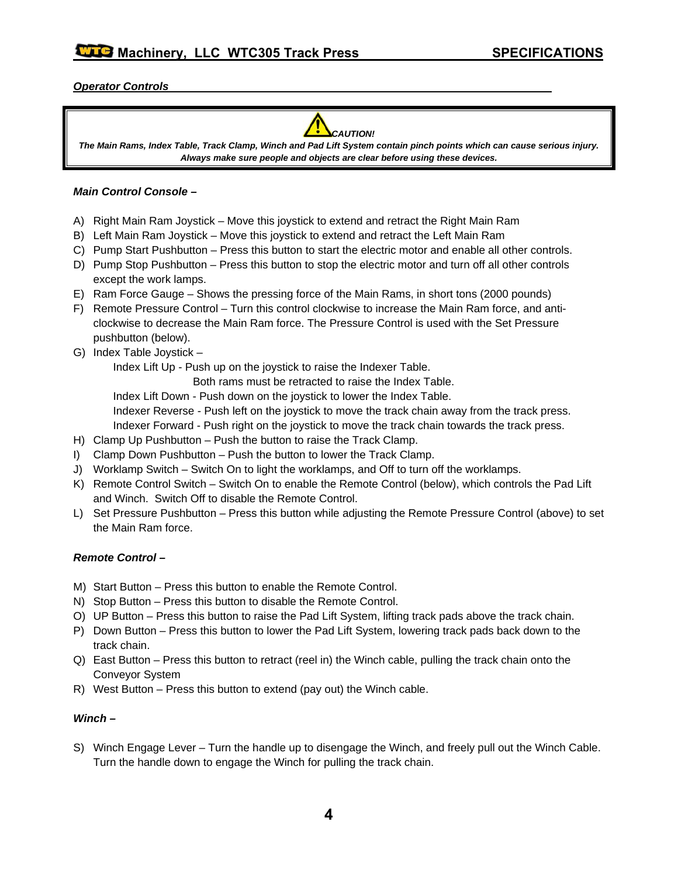***Operator Controls***

> ⚠ ***CAUTION!***
>
> ***The Main Rams, Index Table, Track Clamp, Winch and Pad Lift System contain pinch points which can cause serious injury. Always make sure people and objects are clear before using these devices.***

***Main Control Console –***

A) Right Main Ram Joystick – Move this joystick to extend and retract the Right Main Ram
B) Left Main Ram Joystick – Move this joystick to extend and retract the Left Main Ram
C) Pump Start Pushbutton – Press this button to start the electric motor and enable all other controls.
D) Pump Stop Pushbutton – Press this button to stop the electric motor and turn off all other controls except the work lamps.
E) Ram Force Gauge – Shows the pressing force of the Main Rams, in short tons (2000 pounds)
F) Remote Pressure Control – Turn this control clockwise to increase the Main Ram force, and anti-clockwise to decrease the Main Ram force. The Pressure Control is used with the Set Pressure pushbutton (below).
G) Index Table Joystick –
   Index Lift Up - Push up on the joystick to raise the Indexer Table.
   Both rams must be retracted to raise the Index Table.
   Index Lift Down - Push down on the joystick to lower the Index Table.
   Indexer Reverse - Push left on the joystick to move the track chain away from the track press.
   Indexer Forward - Push right on the joystick to move the track chain towards the track press.
H) Clamp Up Pushbutton – Push the button to raise the Track Clamp.
I) Clamp Down Pushbutton – Push the button to lower the Track Clamp.
J) Worklamp Switch – Switch On to light the worklamps, and Off to turn off the worklamps.
K) Remote Control Switch – Switch On to enable the Remote Control (below), which controls the Pad Lift and Winch. Switch Off to disable the Remote Control.
L) Set Pressure Pushbutton – Press this button while adjusting the Remote Pressure Control (above) to set the Main Ram force.

***Remote Control –***

M) Start Button – Press this button to enable the Remote Control.
N) Stop Button – Press this button to disable the Remote Control.
O) UP Button – Press this button to raise the Pad Lift System, lifting track pads above the track chain.
P) Down Button – Press this button to lower the Pad Lift System, lowering track pads back down to the track chain.
Q) East Button – Press this button to retract (reel in) the Winch cable, pulling the track chain onto the Conveyor System
R) West Button – Press this button to extend (pay out) the Winch cable.

***Winch –***

S) Winch Engage Lever – Turn the handle up to disengage the Winch, and freely pull out the Winch Cable. Turn the handle down to engage the Winch for pulling the track chain.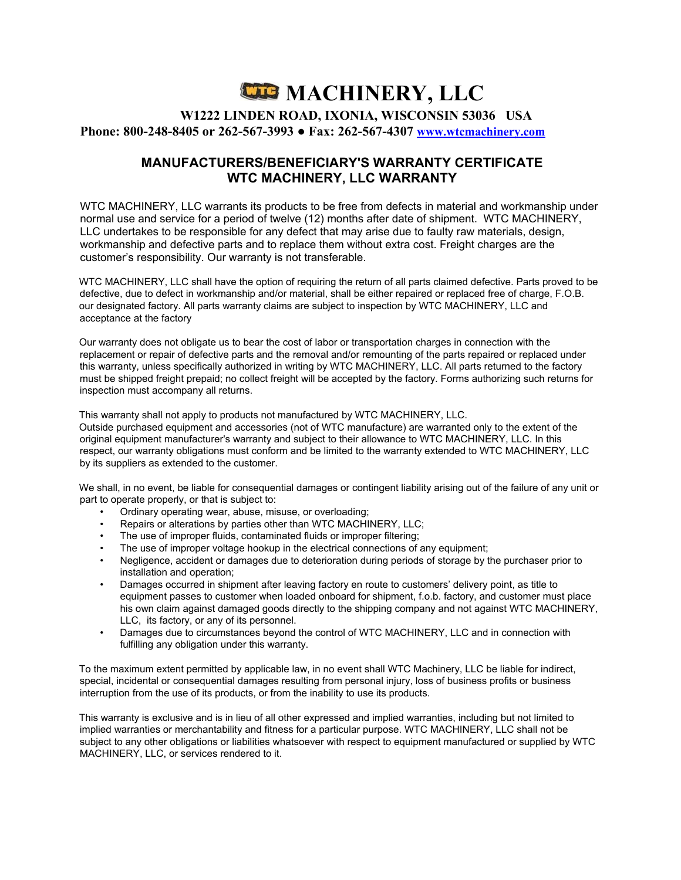# WTC MACHINERY, LLC

**W1222 LINDEN ROAD, IXONIA, WISCONSIN 53036 USA**

**Phone: 800-248-8405 or 262-567-3993 ● Fax: 262-567-4307 www.wtcmachinery.com**

## MANUFACTURERS/BENEFICIARY'S WARRANTY CERTIFICATE
## WTC MACHINERY, LLC WARRANTY

WTC MACHINERY, LLC warrants its products to be free from defects in material and workmanship under normal use and service for a period of twelve (12) months after date of shipment. WTC MACHINERY, LLC undertakes to be responsible for any defect that may arise due to faulty raw materials, design, workmanship and defective parts and to replace them without extra cost. Freight charges are the customer's responsibility. Our warranty is not transferable.

WTC MACHINERY, LLC shall have the option of requiring the return of all parts claimed defective. Parts proved to be defective, due to defect in workmanship and/or material, shall be either repaired or replaced free of charge, F.O.B. our designated factory. All parts warranty claims are subject to inspection by WTC MACHINERY, LLC and acceptance at the factory

Our warranty does not obligate us to bear the cost of labor or transportation charges in connection with the replacement or repair of defective parts and the removal and/or remounting of the parts repaired or replaced under this warranty, unless specifically authorized in writing by WTC MACHINERY, LLC. All parts returned to the factory must be shipped freight prepaid; no collect freight will be accepted by the factory. Forms authorizing such returns for inspection must accompany all returns.

This warranty shall not apply to products not manufactured by WTC MACHINERY, LLC.
Outside purchased equipment and accessories (not of WTC manufacture) are warranted only to the extent of the original equipment manufacturer's warranty and subject to their allowance to WTC MACHINERY, LLC. In this respect, our warranty obligations must conform and be limited to the warranty extended to WTC MACHINERY, LLC by its suppliers as extended to the customer.

We shall, in no event, be liable for consequential damages or contingent liability arising out of the failure of any unit or part to operate properly, or that is subject to:

- Ordinary operating wear, abuse, misuse, or overloading;
- Repairs or alterations by parties other than WTC MACHINERY, LLC;
- The use of improper fluids, contaminated fluids or improper filtering;
- The use of improper voltage hookup in the electrical connections of any equipment;
- Negligence, accident or damages due to deterioration during periods of storage by the purchaser prior to installation and operation;
- Damages occurred in shipment after leaving factory en route to customers' delivery point, as title to equipment passes to customer when loaded onboard for shipment, f.o.b. factory, and customer must place his own claim against damaged goods directly to the shipping company and not against WTC MACHINERY, LLC, its factory, or any of its personnel.
- Damages due to circumstances beyond the control of WTC MACHINERY, LLC and in connection with fulfilling any obligation under this warranty.

To the maximum extent permitted by applicable law, in no event shall WTC Machinery, LLC be liable for indirect, special, incidental or consequential damages resulting from personal injury, loss of business profits or business interruption from the use of its products, or from the inability to use its products.

This warranty is exclusive and is in lieu of all other expressed and implied warranties, including but not limited to implied warranties or merchantability and fitness for a particular purpose. WTC MACHINERY, LLC shall not be subject to any other obligations or liabilities whatsoever with respect to equipment manufactured or supplied by WTC MACHINERY, LLC, or services rendered to it.